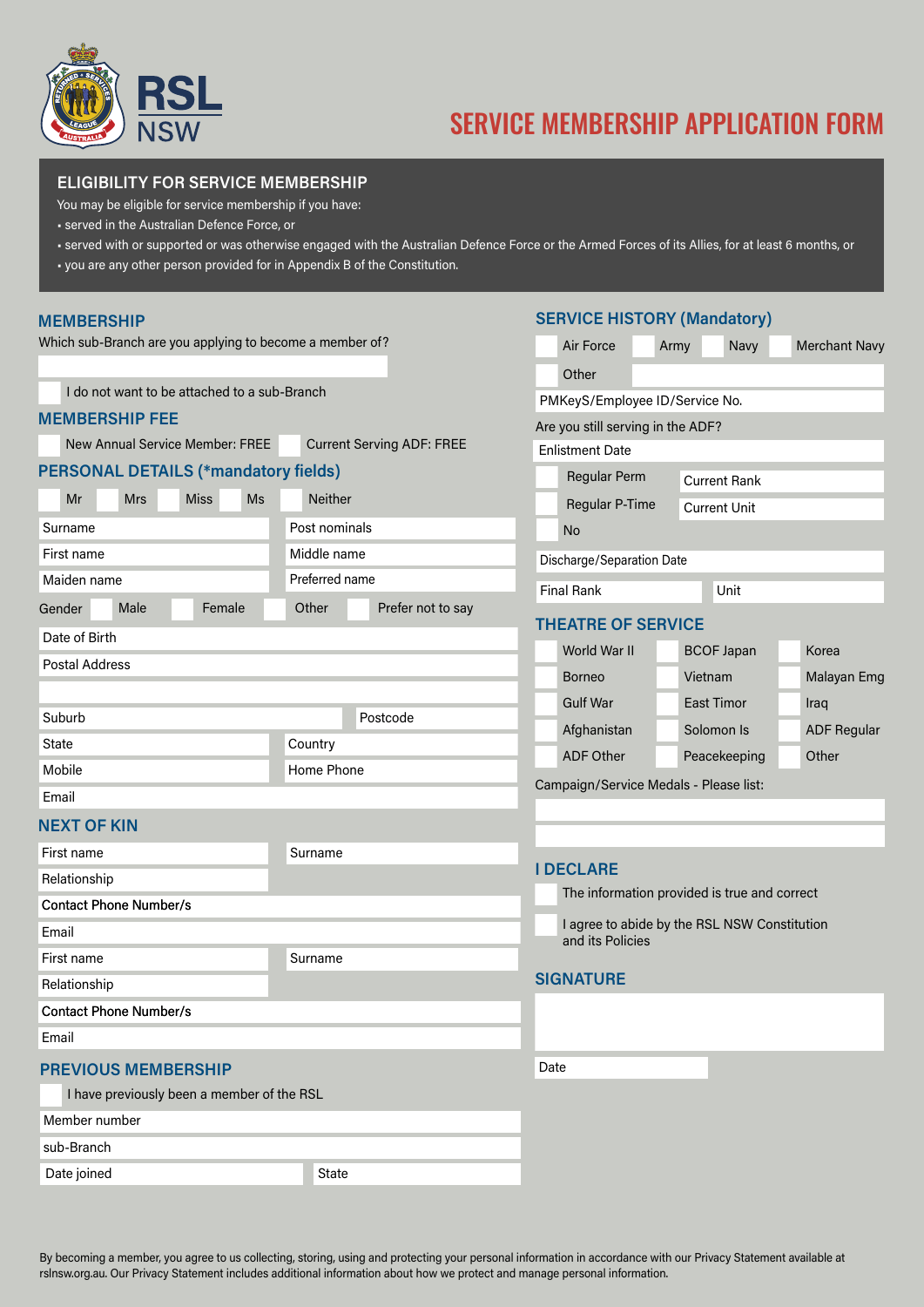RSL NSW

# SERVICE MEMBERSHIP APPLICATION FORM

## ELIGIBILITY FOR SERVICE MEMBERSHIP

You may be eligible for service membership if you have:

- served in the Australian Defence Force, or
- served with or supported or was otherwise engaged with the Australian Defence Force or the Armed Forces of its Allies, for at least 6 months, or
- you are any other person provided for in Appendix B of the Constitution.

## MEMBERSHIP

Which sub-Branch are you applying to become a member of?

☐ I do not want to be attached to a sub-Branch

## MEMBERSHIP FEE

☐ New Annual Service Member: FREE ☐ Current Serving ADF: FREE

## PERSONAL DETAILS (*mandatory fields)

☐ Mr ☐ Mrs ☐ Miss ☐ Ms ☐ Neither

| | |
|---|---|
| Surname | Post nominals |
| First name | Middle name |
| Maiden name | Preferred name |

Gender ☐ Male ☐ Female ☐ Other ☐ Prefer not to say

Date of Birth

Postal Address

| | |
|---|---|
| Suburb | Postcode |
| State | Country |
| Mobile | Home Phone |

Email

## NEXT OF KIN

| | |
|---|---|
| First name | Surname |
| Relationship | |

Contact Phone Number/s

Email

| | |
|---|---|
| First name | Surname |
| Relationship | |

Contact Phone Number/s

Email

## PREVIOUS MEMBERSHIP

☐ I have previously been a member of the RSL

Member number

sub-Branch

| | |
|---|---|
| Date joined | State |

## SERVICE HISTORY (Mandatory)

☐ Air Force ☐ Army ☐ Navy ☐ Merchant Navy

☐ Other

PMKeyS/Employee ID/Service No.

Are you still serving in the ADF?

Enlistment Date

| | |
|---|---|
| ☐ Regular Perm | Current Rank |
| ☐ Regular P-Time | Current Unit |
| ☐ No | |

Discharge/Separation Date

| | |
|---|---|
| Final Rank | Unit |

## THEATRE OF SERVICE

| | | |
|---|---|---|
| ☐ World War II | ☐ BCOF Japan | ☐ Korea |
| ☐ Borneo | ☐ Vietnam | ☐ Malayan Emg |
| ☐ Gulf War | ☐ East Timor | ☐ Iraq |
| ☐ Afghanistan | ☐ Solomon Is | ☐ ADF Regular |
| ☐ ADF Other | ☐ Peacekeeping | ☐ Other |

Campaign/Service Medals - Please list:

## I DECLARE

☐ The information provided is true and correct

☐ I agree to abide by the RSL NSW Constitution and its Policies

## SIGNATURE

Date

By becoming a member, you agree to us collecting, storing, using and protecting your personal information in accordance with our Privacy Statement available at rslnsw.org.au. Our Privacy Statement includes additional information about how we protect and manage personal information.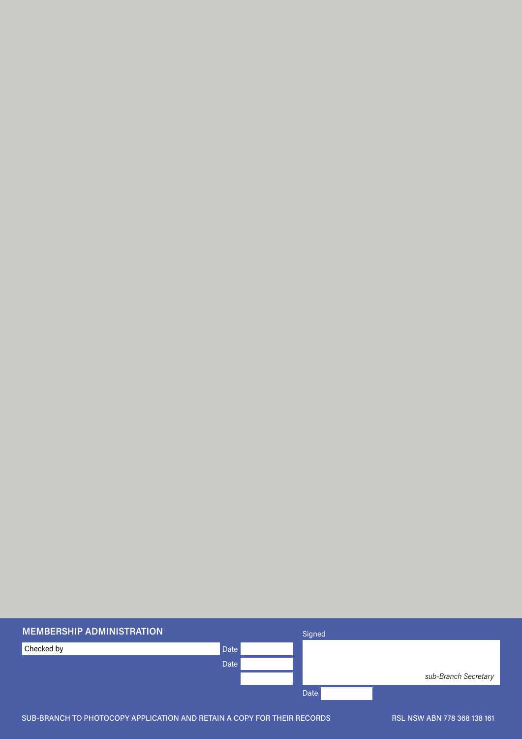## MEMBERSHIP ADMINISTRATION

Checked by

Date

Date

Signed

*sub-Branch Secretary*

Date

SUB-BRANCH TO PHOTOCOPY APPLICATION AND RETAIN A COPY FOR THEIR RECORDS

RSL NSW ABN 778 368 138 161